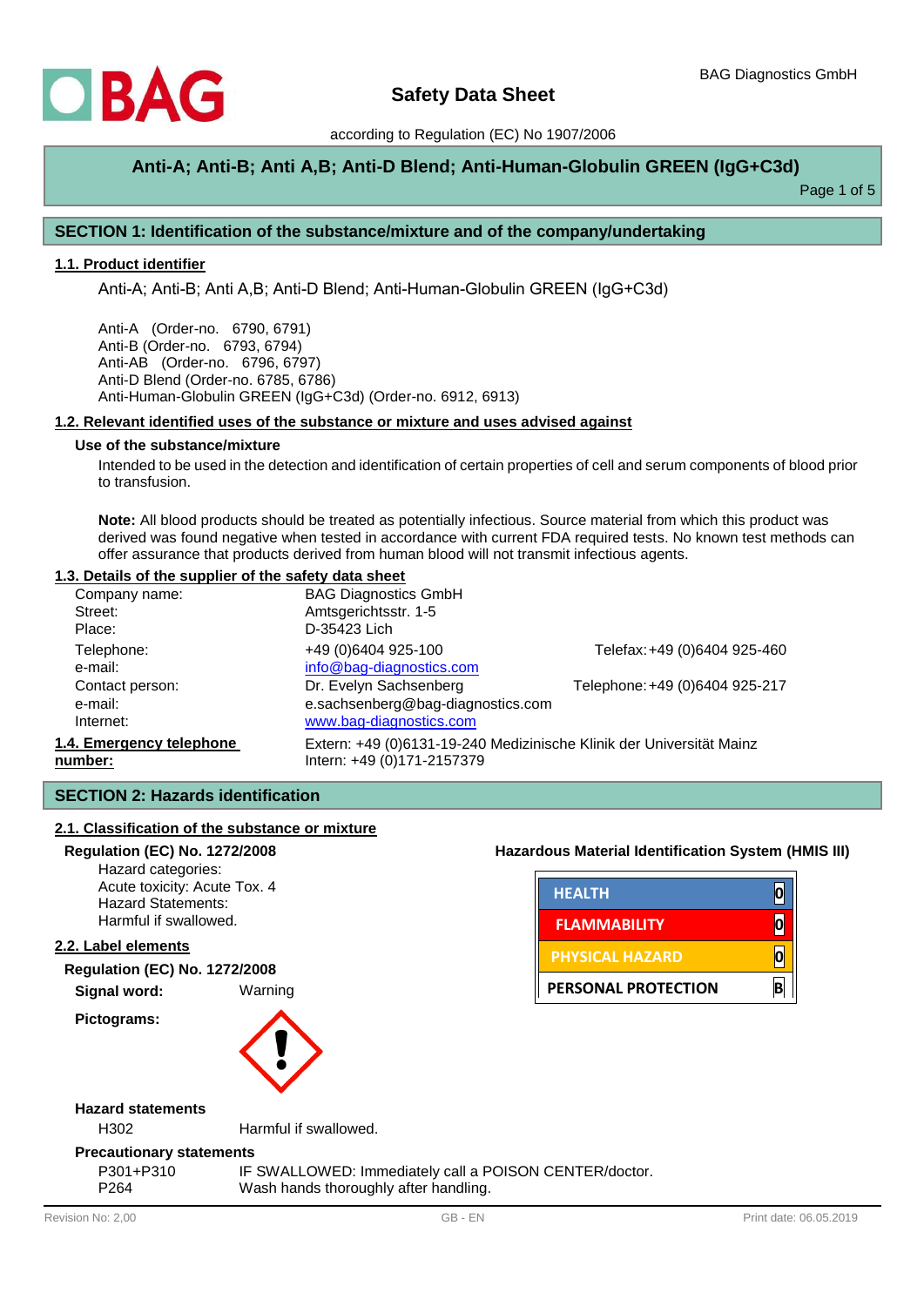# Safety Data Sheet

according to Regulation (EC) No 1907/2006

**Anti-A; Anti-B; Anti A,B; Anti-D Blend; Anti-Human-Globulin GREEN (IgG+C3d)**

## SECTION 1: Identification of the substance/mixture and of the company/undertaking

### 1.1. Product identifier

Anti-A; Anti-B; Anti A,B; Anti-D Blend; Anti-Human-Globulin GREEN (IgG+C3d)

Anti-A (Order-no. 6790, 6791)
Anti-B (Order-no. 6793, 6794)
Anti-AB (Order-no. 6796, 6797)
Anti-D Blend (Order-no. 6785, 6786)
Anti-Human-Globulin GREEN (IgG+C3d) (Order-no. 6912, 6913)

### 1.2. Relevant identified uses of the substance or mixture and uses advised against

**Use of the substance/mixture**

Intended to be used in the detection and identification of certain properties of cell and serum components of blood prior to transfusion.

**Note:** All blood products should be treated as potentially infectious. Source material from which this product was derived was found negative when tested in accordance with current FDA required tests. No known test methods can offer assurance that products derived from human blood will not transmit infectious agents.

### 1.3. Details of the supplier of the safety data sheet

| | | |
|---|---|---|
| Company name: | BAG Diagnostics GmbH | |
| Street: | Amtsgerichtsstr. 1-5 | |
| Place: | D-35423 Lich | |
| Telephone: | +49 (0)6404 925-100 | Telefax: +49 (0)6404 925-460 |
| e-mail: | info@bag-diagnostics.com | |
| Contact person: | Dr. Evelyn Sachsenberg | Telephone: +49 (0)6404 925-217 |
| e-mail: | e.sachsenberg@bag-diagnostics.com | |
| Internet: | www.bag-diagnostics.com | |

### 1.4. Emergency telephone number:

Extern: +49 (0)6131-19-240 Medizinische Klinik der Universität Mainz
Intern: +49 (0)171-2157379

## SECTION 2: Hazards identification

### 2.1. Classification of the substance or mixture

**Regulation (EC) No. 1272/2008**

Hazard categories:
Acute toxicity: Acute Tox. 4
Hazard Statements:
Harmful if swallowed.

**Hazardous Material Identification System (HMIS III)**

| | |
|---|---|
| HEALTH | 0 |
| FLAMMABILITY | 0 |
| PHYSICAL HAZARD | 0 |
| PERSONAL PROTECTION | B |

### 2.2. Label elements

**Regulation (EC) No. 1272/2008**

**Signal word:** Warning

**Pictograms:**

**Hazard statements**

| | |
|---|---|
| H302 | Harmful if swallowed. |

**Precautionary statements**

| | |
|---|---|
| P301+P310 | IF SWALLOWED: Immediately call a POISON CENTER/doctor. |
| P264 | Wash hands thoroughly after handling. |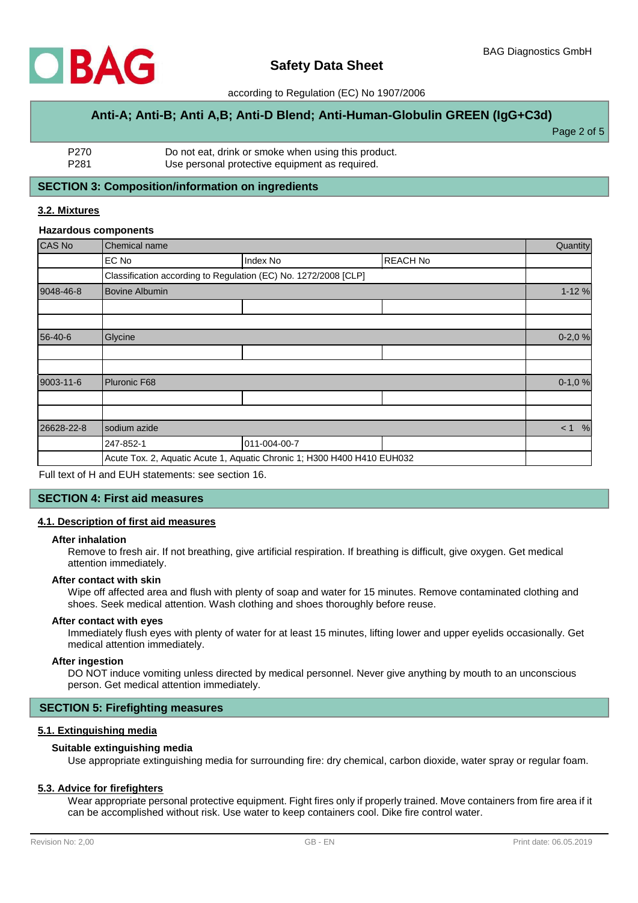| | |
|---|---|
| P270 | Do not eat, drink or smoke when using this product. |
| P281 | Use personal protective equipment as required. |

## SECTION 3: Composition/information on ingredients

### 3.2. Mixtures

**Hazardous components**

| CAS No | Chemical name | | | Quantity |
|---|---|---|---|---|
| | EC No | Index No | REACH No | |
| | Classification according to Regulation (EC) No. 1272/2008 [CLP] | | | |
| 9048-46-8 | Bovine Albumin | | | 1-12 % |
| | | | | |
| | | | | |
| 56-40-6 | Glycine | | | 0-2,0 % |
| | | | | |
| | | | | |
| 9003-11-6 | Pluronic F68 | | | 0-1,0 % |
| | | | | |
| | | | | |
| 26628-22-8 | sodium azide | | | < 1 % |
| | 247-852-1 | 011-004-00-7 | | |
| | Acute Tox. 2, Aquatic Acute 1, Aquatic Chronic 1; H300 H400 H410 EUH032 | | | |

Full text of H and EUH statements: see section 16.

## SECTION 4: First aid measures

### 4.1. Description of first aid measures

**After inhalation**

Remove to fresh air. If not breathing, give artificial respiration. If breathing is difficult, give oxygen. Get medical attention immediately.

**After contact with skin**

Wipe off affected area and flush with plenty of soap and water for 15 minutes. Remove contaminated clothing and shoes. Seek medical attention. Wash clothing and shoes thoroughly before reuse.

**After contact with eyes**

Immediately flush eyes with plenty of water for at least 15 minutes, lifting lower and upper eyelids occasionally. Get medical attention immediately.

**After ingestion**

DO NOT induce vomiting unless directed by medical personnel. Never give anything by mouth to an unconscious person. Get medical attention immediately.

## SECTION 5: Firefighting measures

### 5.1. Extinguishing media

**Suitable extinguishing media**

Use appropriate extinguishing media for surrounding fire: dry chemical, carbon dioxide, water spray or regular foam.

### 5.3. Advice for firefighters

Wear appropriate personal protective equipment. Fight fires only if properly trained. Move containers from fire area if it can be accomplished without risk. Use water to keep containers cool. Dike fire control water.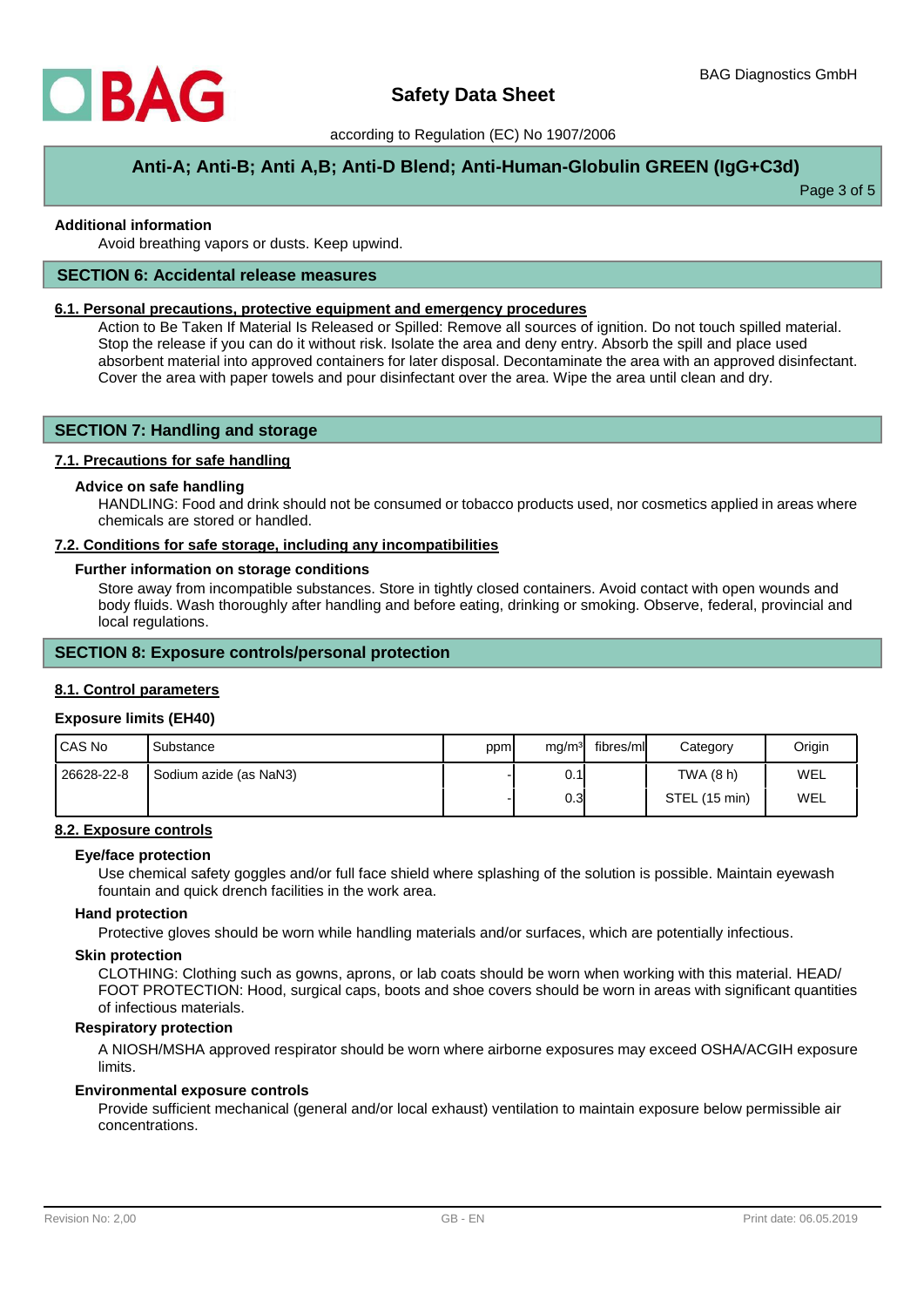**Additional information**

Avoid breathing vapors or dusts. Keep upwind.

## SECTION 6: Accidental release measures

### 6.1. Personal precautions, protective equipment and emergency procedures

Action to Be Taken If Material Is Released or Spilled: Remove all sources of ignition. Do not touch spilled material. Stop the release if you can do it without risk. Isolate the area and deny entry. Absorb the spill and place used absorbent material into approved containers for later disposal. Decontaminate the area with an approved disinfectant. Cover the area with paper towels and pour disinfectant over the area. Wipe the area until clean and dry.

## SECTION 7: Handling and storage

### 7.1. Precautions for safe handling

**Advice on safe handling**

HANDLING: Food and drink should not be consumed or tobacco products used, nor cosmetics applied in areas where chemicals are stored or handled.

### 7.2. Conditions for safe storage, including any incompatibilities

**Further information on storage conditions**

Store away from incompatible substances. Store in tightly closed containers. Avoid contact with open wounds and body fluids. Wash thoroughly after handling and before eating, drinking or smoking. Observe, federal, provincial and local regulations.

## SECTION 8: Exposure controls/personal protection

### 8.1. Control parameters

**Exposure limits (EH40)**

| CAS No | Substance | ppm | mg/m³ | fibres/ml | Category | Origin |
|---|---|---|---|---|---|---|
| 26628-22-8 | Sodium azide (as NaN3) | - | 0.1 | | TWA (8 h) | WEL |
| | | - | 0.3 | | STEL (15 min) | WEL |

### 8.2. Exposure controls

**Eye/face protection**

Use chemical safety goggles and/or full face shield where splashing of the solution is possible. Maintain eyewash fountain and quick drench facilities in the work area.

**Hand protection**

Protective gloves should be worn while handling materials and/or surfaces, which are potentially infectious.

**Skin protection**

CLOTHING: Clothing such as gowns, aprons, or lab coats should be worn when working with this material. HEAD/ FOOT PROTECTION: Hood, surgical caps, boots and shoe covers should be worn in areas with significant quantities of infectious materials.

**Respiratory protection**

A NIOSH/MSHA approved respirator should be worn where airborne exposures may exceed OSHA/ACGIH exposure limits.

**Environmental exposure controls**

Provide sufficient mechanical (general and/or local exhaust) ventilation to maintain exposure below permissible air concentrations.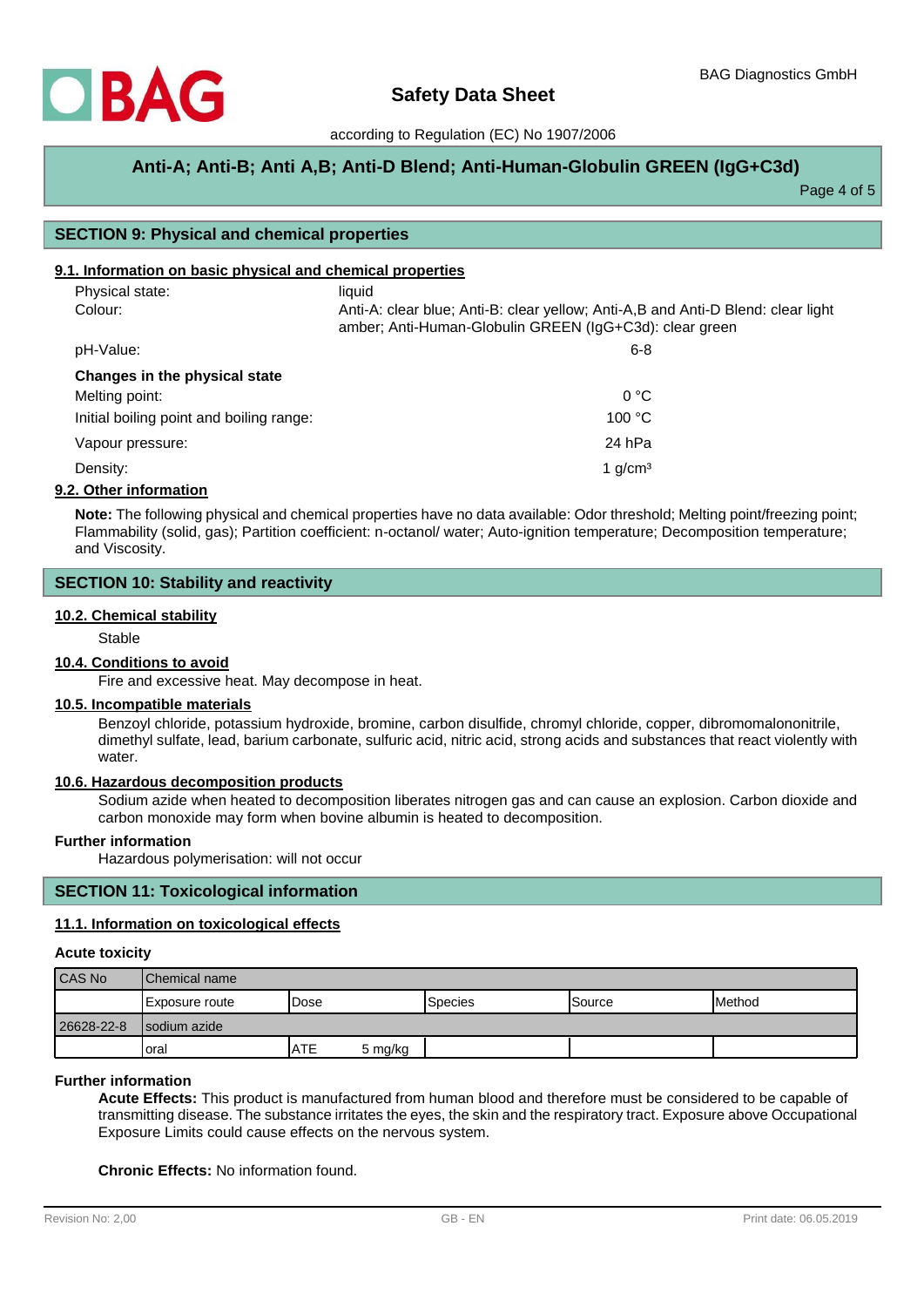## SECTION 9: Physical and chemical properties

### 9.1. Information on basic physical and chemical properties

| | |
|---|---|
| Physical state: | liquid |
| Colour: | Anti-A: clear blue; Anti-B: clear yellow; Anti-A,B and Anti-D Blend: clear light amber; Anti-Human-Globulin GREEN (IgG+C3d): clear green |
| pH-Value: | 6-8 |

**Changes in the physical state**

| | |
|---|---|
| Melting point: | 0 °C |
| Initial boiling point and boiling range: | 100 °C |
| Vapour pressure: | 24 hPa |
| Density: | 1 g/cm³ |

### 9.2. Other information

**Note:** The following physical and chemical properties have no data available: Odor threshold; Melting point/freezing point; Flammability (solid, gas); Partition coefficient: n-octanol/ water; Auto-ignition temperature; Decomposition temperature; and Viscosity.

## SECTION 10: Stability and reactivity

### 10.2. Chemical stability

Stable

### 10.4. Conditions to avoid

Fire and excessive heat. May decompose in heat.

### 10.5. Incompatible materials

Benzoyl chloride, potassium hydroxide, bromine, carbon disulfide, chromyl chloride, copper, dibromomalononitrile, dimethyl sulfate, lead, barium carbonate, sulfuric acid, nitric acid, strong acids and substances that react violently with water.

### 10.6. Hazardous decomposition products

Sodium azide when heated to decomposition liberates nitrogen gas and can cause an explosion. Carbon dioxide and carbon monoxide may form when bovine albumin is heated to decomposition.

**Further information**

Hazardous polymerisation: will not occur

## SECTION 11: Toxicological information

### 11.1. Information on toxicological effects

**Acute toxicity**

| CAS No | Chemical name | | | | |
|---|---|---|---|---|---|
| | Exposure route | Dose | Species | Source | Method |
| 26628-22-8 | sodium azide | | | | |
| | oral | ATE 5 mg/kg | | | |

**Further information**

**Acute Effects:** This product is manufactured from human blood and therefore must be considered to be capable of transmitting disease. The substance irritates the eyes, the skin and the respiratory tract. Exposure above Occupational Exposure Limits could cause effects on the nervous system.

**Chronic Effects:** No information found.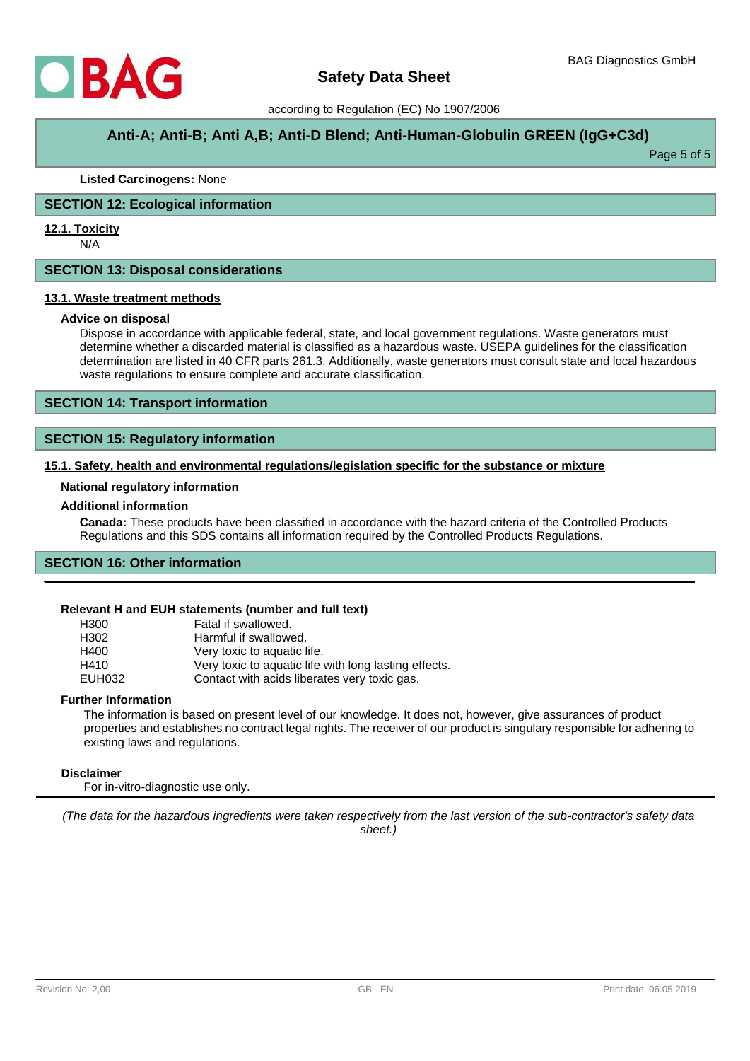**Listed Carcinogens:** None

## SECTION 12: Ecological information

### 12.1. Toxicity

N/A

## SECTION 13: Disposal considerations

### 13.1. Waste treatment methods

**Advice on disposal**

Dispose in accordance with applicable federal, state, and local government regulations. Waste generators must determine whether a discarded material is classified as a hazardous waste. USEPA guidelines for the classification determination are listed in 40 CFR parts 261.3. Additionally, waste generators must consult state and local hazardous waste regulations to ensure complete and accurate classification.

## SECTION 14: Transport information

## SECTION 15: Regulatory information

### 15.1. Safety, health and environmental regulations/legislation specific for the substance or mixture

**National regulatory information**

**Additional information**

**Canada:** These products have been classified in accordance with the hazard criteria of the Controlled Products Regulations and this SDS contains all information required by the Controlled Products Regulations.

## SECTION 16: Other information

**Relevant H and EUH statements (number and full text)**

| | |
|---|---|
| H300 | Fatal if swallowed. |
| H302 | Harmful if swallowed. |
| H400 | Very toxic to aquatic life. |
| H410 | Very toxic to aquatic life with long lasting effects. |
| EUH032 | Contact with acids liberates very toxic gas. |

**Further Information**

The information is based on present level of our knowledge. It does not, however, give assurances of product properties and establishes no contract legal rights. The receiver of our product is singulary responsible for adhering to existing laws and regulations.

**Disclaimer**

For in-vitro-diagnostic use only.

---

*(The data for the hazardous ingredients were taken respectively from the last version of the sub-contractor's safety data sheet.)*